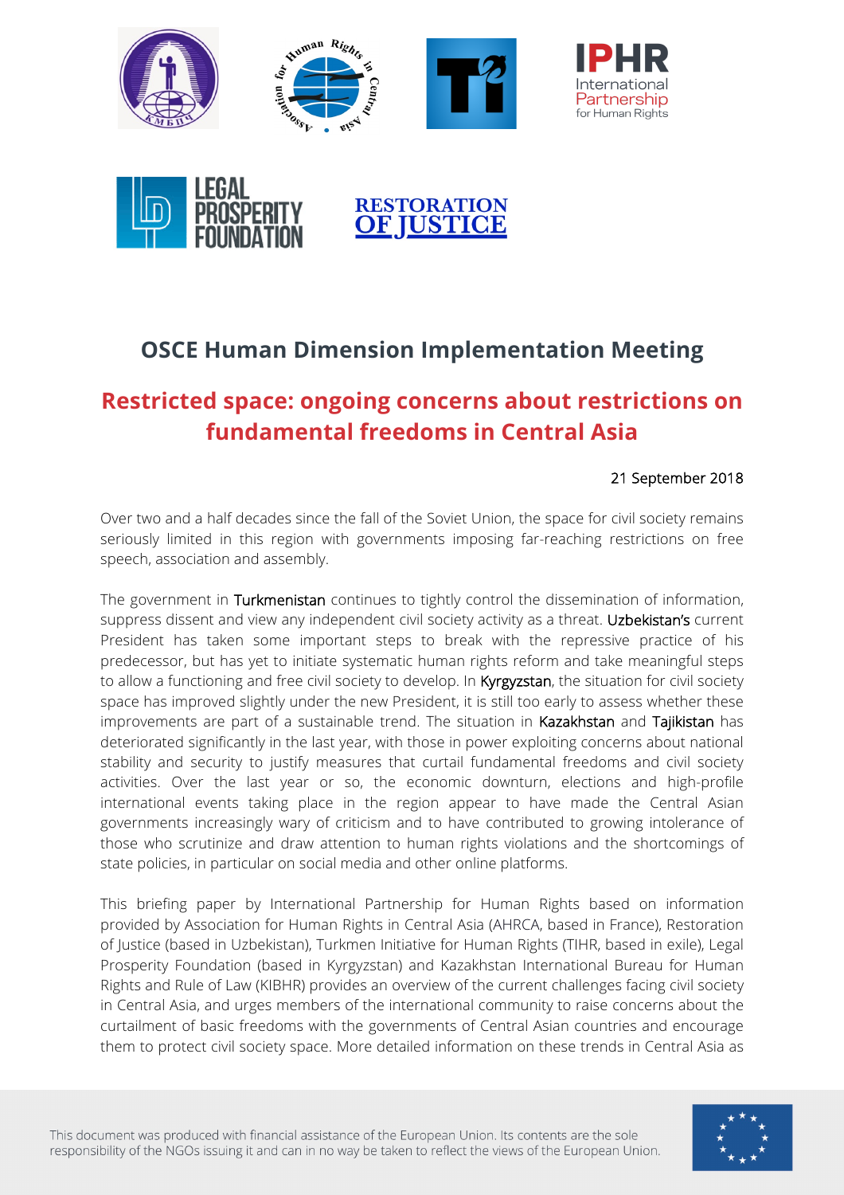# OSCE Human Dimension Implementation Meeting

## Restricted space: ongoing concerns about restrictions on fundamental freedoms in Central Asia

21 September 2018

Over two and a half decades since the fall of the Soviet Union, the space for civil society remains seriously limited in this region with governments imposing far-reaching restrictions on free speech, association and assembly.

The government in Turkmenistan continues to tightly control the dissemination of information, suppress dissent and view any independent civil society activity as a threat. Uzbekistan's current President has taken some important steps to break with the repressive practice of his predecessor, but has yet to initiate systematic human rights reform and take meaningful steps to allow a functioning and free civil society to develop. In Kyrgyzstan, the situation for civil society space has improved slightly under the new President, it is still too early to assess whether these improvements are part of a sustainable trend. The situation in Kazakhstan and Tajikistan has deteriorated significantly in the last year, with those in power exploiting concerns about national stability and security to justify measures that curtail fundamental freedoms and civil society activities. Over the last year or so, the economic downturn, elections and high-profile international events taking place in the region appear to have made the Central Asian governments increasingly wary of criticism and to have contributed to growing intolerance of those who scrutinize and draw attention to human rights violations and the shortcomings of state policies, in particular on social media and other online platforms.

This briefing paper by International Partnership for Human Rights based on information provided by Association for Human Rights in Central Asia (AHRCA, based in France), Restoration of Justice (based in Uzbekistan), Turkmen Initiative for Human Rights (TIHR, based in exile), Legal Prosperity Foundation (based in Kyrgyzstan) and Kazakhstan International Bureau for Human Rights and Rule of Law (KIBHR) provides an overview of the current challenges facing civil society in Central Asia, and urges members of the international community to raise concerns about the curtailment of basic freedoms with the governments of Central Asian countries and encourage them to protect civil society space. More detailed information on these trends in Central Asia as

This document was produced with financial assistance of the European Union. Its contents are the sole responsibility of the NGOs issuing it and can in no way be taken to reflect the views of the European Union.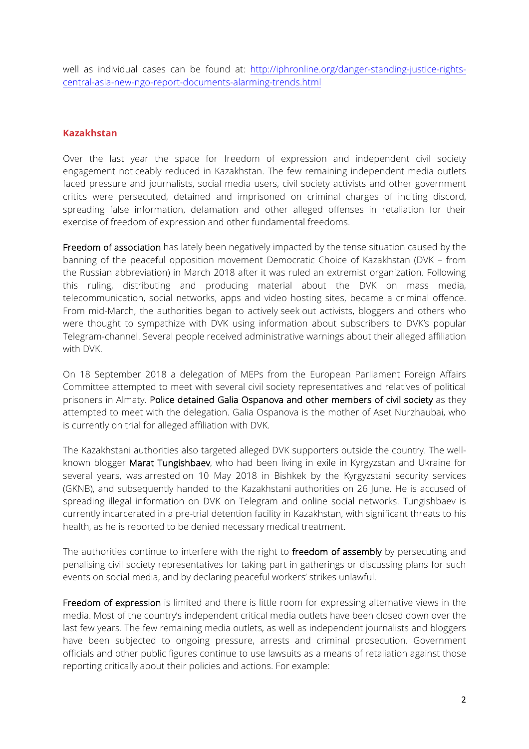well as individual cases can be found at: [http://iphronline.org/danger-standing-justice-rights-central-asia-new-ngo-report-documents-alarming-trends.html](http://iphronline.org/danger-standing-justice-rights-central-asia-new-ngo-report-documents-alarming-trends.html)

## Kazakhstan

Over the last year the space for freedom of expression and independent civil society engagement noticeably reduced in Kazakhstan. The few remaining independent media outlets faced pressure and journalists, social media users, civil society activists and other government critics were persecuted, detained and imprisoned on criminal charges of inciting discord, spreading false information, defamation and other alleged offenses in retaliation for their exercise of freedom of expression and other fundamental freedoms.

Freedom of association has lately been negatively impacted by the tense situation caused by the banning of the peaceful opposition movement Democratic Choice of Kazakhstan (DVK – from the Russian abbreviation) in March 2018 after it was ruled an extremist organization. Following this ruling, distributing and producing material about the DVK on mass media, telecommunication, social networks, apps and video hosting sites, became a criminal offence. From mid-March, the authorities began to actively seek out activists, bloggers and others who were thought to sympathize with DVK using information about subscribers to DVK's popular Telegram-channel. Several people received administrative warnings about their alleged affiliation with DVK.

On 18 September 2018 a delegation of MEPs from the European Parliament Foreign Affairs Committee attempted to meet with several civil society representatives and relatives of political prisoners in Almaty. Police detained Galia Ospanova and other members of civil society as they attempted to meet with the delegation. Galia Ospanova is the mother of Aset Nurzhaubai, who is currently on trial for alleged affiliation with DVK.

The Kazakhstani authorities also targeted alleged DVK supporters outside the country. The well-known blogger Marat Tungishbaev, who had been living in exile in Kyrgyzstan and Ukraine for several years, was arrested on 10 May 2018 in Bishkek by the Kyrgyzstani security services (GKNB), and subsequently handed to the Kazakhstani authorities on 26 June. He is accused of spreading illegal information on DVK on Telegram and online social networks. Tungishbaev is currently incarcerated in a pre-trial detention facility in Kazakhstan, with significant threats to his health, as he is reported to be denied necessary medical treatment.

The authorities continue to interfere with the right to freedom of assembly by persecuting and penalising civil society representatives for taking part in gatherings or discussing plans for such events on social media, and by declaring peaceful workers' strikes unlawful.

Freedom of expression is limited and there is little room for expressing alternative views in the media. Most of the country's independent critical media outlets have been closed down over the last few years. The few remaining media outlets, as well as independent journalists and bloggers have been subjected to ongoing pressure, arrests and criminal prosecution. Government officials and other public figures continue to use lawsuits as a means of retaliation against those reporting critically about their policies and actions. For example: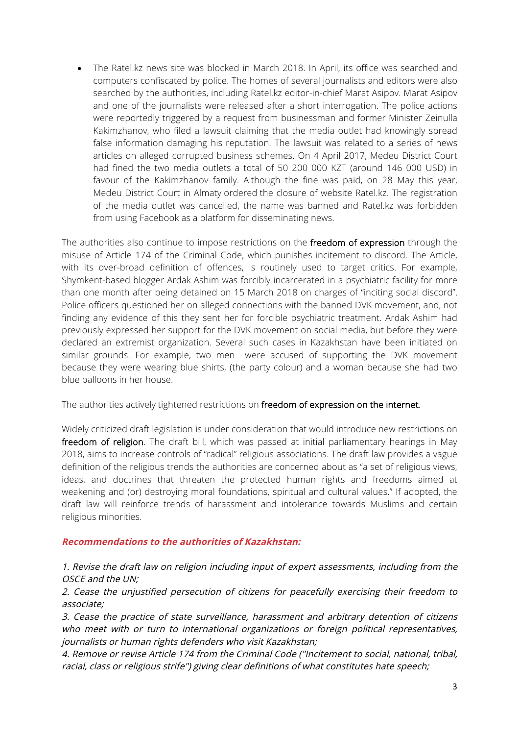- The Ratel.kz news site was blocked in March 2018. In April, its office was searched and computers confiscated by police. The homes of several journalists and editors were also searched by the authorities, including Ratel.kz editor-in-chief Marat Asipov. Marat Asipov and one of the journalists were released after a short interrogation. The police actions were reportedly triggered by a request from businessman and former Minister Zeinulla Kakimzhanov, who filed a lawsuit claiming that the media outlet had knowingly spread false information damaging his reputation. The lawsuit was related to a series of news articles on alleged corrupted business schemes. On 4 April 2017, Medeu District Court had fined the two media outlets a total of 50 200 000 KZT (around 146 000 USD) in favour of the Kakimzhanov family. Although the fine was paid, on 28 May this year, Medeu District Court in Almaty ordered the closure of website Ratel.kz. The registration of the media outlet was cancelled, the name was banned and Ratel.kz was forbidden from using Facebook as a platform for disseminating news.

The authorities also continue to impose restrictions on the **freedom of expression** through the misuse of Article 174 of the Criminal Code, which punishes incitement to discord. The Article, with its over-broad definition of offences, is routinely used to target critics. For example, Shymkent-based blogger Ardak Ashim was forcibly incarcerated in a psychiatric facility for more than one month after being detained on 15 March 2018 on charges of "inciting social discord". Police officers questioned her on alleged connections with the banned DVK movement, and, not finding any evidence of this they sent her for forcible psychiatric treatment. Ardak Ashim had previously expressed her support for the DVK movement on social media, but before they were declared an extremist organization. Several such cases in Kazakhstan have been initiated on similar grounds. For example, two men were accused of supporting the DVK movement because they were wearing blue shirts, (the party colour) and a woman because she had two blue balloons in her house.

The authorities actively tightened restrictions on **freedom of expression on the internet**.

Widely criticized draft legislation is under consideration that would introduce new restrictions on **freedom of religion**. The draft bill, which was passed at initial parliamentary hearings in May 2018, aims to increase controls of "radical" religious associations. The draft law provides a vague definition of the religious trends the authorities are concerned about as "a set of religious views, ideas, and doctrines that threaten the protected human rights and freedoms aimed at weakening and (or) destroying moral foundations, spiritual and cultural values." If adopted, the draft law will reinforce trends of harassment and intolerance towards Muslims and certain religious minorities.

***Recommendations to the authorities of Kazakhstan:***

*1. Revise the draft law on religion including input of expert assessments, including from the OSCE and the UN;*

*2. Cease the unjustified persecution of citizens for peacefully exercising their freedom to associate;*

*3. Cease the practice of state surveillance, harassment and arbitrary detention of citizens who meet with or turn to international organizations or foreign political representatives, journalists or human rights defenders who visit Kazakhstan;*

*4. Remove or revise Article 174 from the Criminal Code ("Incitement to social, national, tribal, racial, class or religious strife") giving clear definitions of what constitutes hate speech;*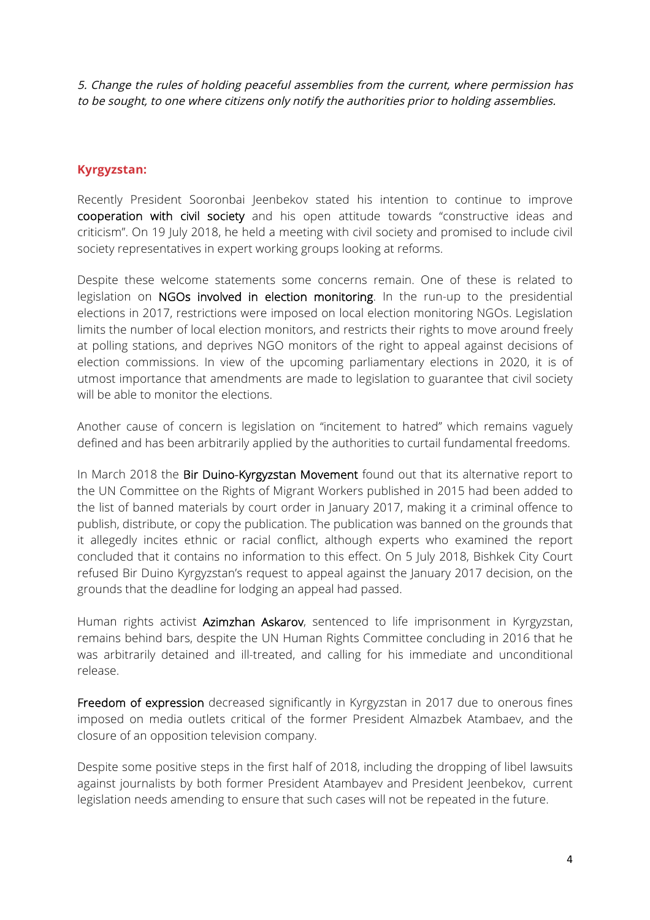*5. Change the rules of holding peaceful assemblies from the current, where permission has to be sought, to one where citizens only notify the authorities prior to holding assemblies.*

## Kyrgyzstan:

Recently President Sooronbai Jeenbekov stated his intention to continue to improve cooperation with civil society and his open attitude towards "constructive ideas and criticism". On 19 July 2018, he held a meeting with civil society and promised to include civil society representatives in expert working groups looking at reforms.

Despite these welcome statements some concerns remain. One of these is related to legislation on NGOs involved in election monitoring. In the run-up to the presidential elections in 2017, restrictions were imposed on local election monitoring NGOs. Legislation limits the number of local election monitors, and restricts their rights to move around freely at polling stations, and deprives NGO monitors of the right to appeal against decisions of election commissions. In view of the upcoming parliamentary elections in 2020, it is of utmost importance that amendments are made to legislation to guarantee that civil society will be able to monitor the elections.

Another cause of concern is legislation on "incitement to hatred" which remains vaguely defined and has been arbitrarily applied by the authorities to curtail fundamental freedoms.

In March 2018 the Bir Duino-Kyrgyzstan Movement found out that its alternative report to the UN Committee on the Rights of Migrant Workers published in 2015 had been added to the list of banned materials by court order in January 2017, making it a criminal offence to publish, distribute, or copy the publication. The publication was banned on the grounds that it allegedly incites ethnic or racial conflict, although experts who examined the report concluded that it contains no information to this effect. On 5 July 2018, Bishkek City Court refused Bir Duino Kyrgyzstan's request to appeal against the January 2017 decision, on the grounds that the deadline for lodging an appeal had passed.

Human rights activist Azimzhan Askarov, sentenced to life imprisonment in Kyrgyzstan, remains behind bars, despite the UN Human Rights Committee concluding in 2016 that he was arbitrarily detained and ill-treated, and calling for his immediate and unconditional release.

Freedom of expression decreased significantly in Kyrgyzstan in 2017 due to onerous fines imposed on media outlets critical of the former President Almazbek Atambaev, and the closure of an opposition television company.

Despite some positive steps in the first half of 2018, including the dropping of libel lawsuits against journalists by both former President Atambayev and President Jeenbekov, current legislation needs amending to ensure that such cases will not be repeated in the future.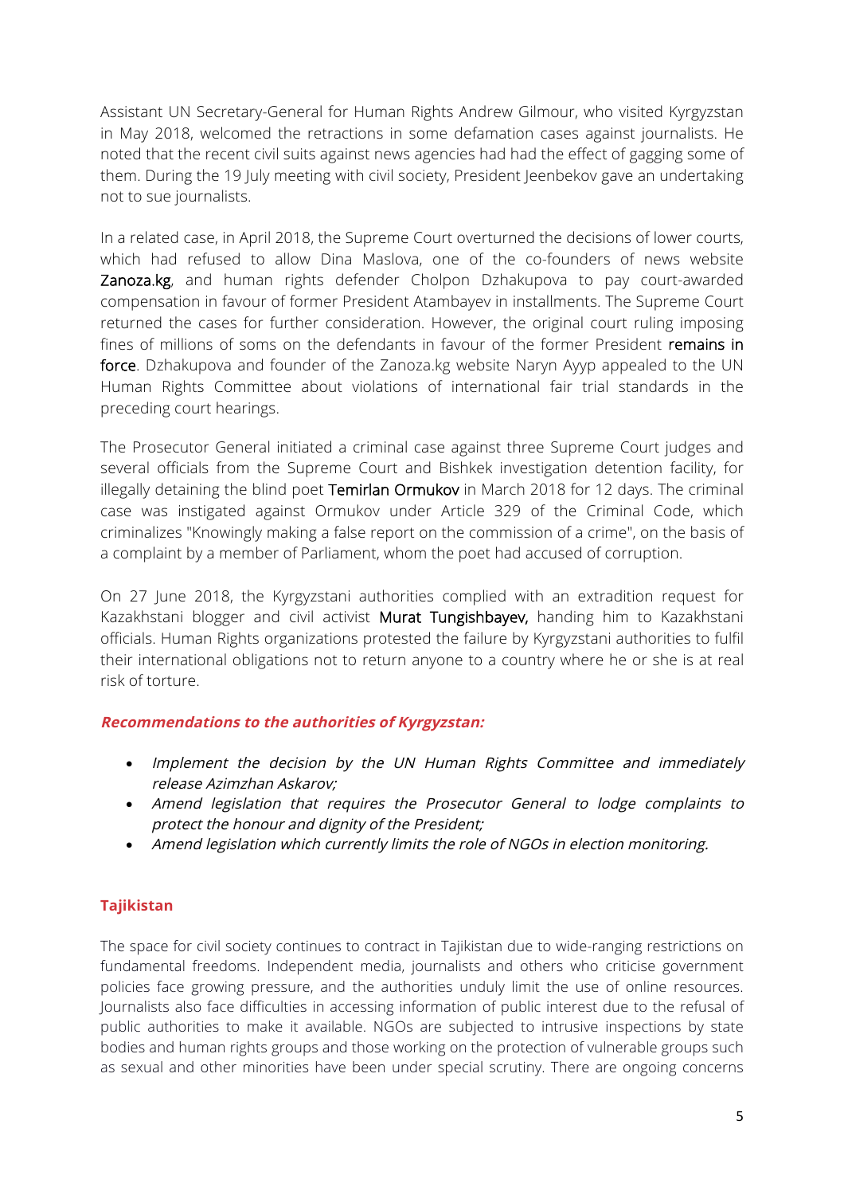Assistant UN Secretary-General for Human Rights Andrew Gilmour, who visited Kyrgyzstan in May 2018, welcomed the retractions in some defamation cases against journalists. He noted that the recent civil suits against news agencies had had the effect of gagging some of them. During the 19 July meeting with civil society, President Jeenbekov gave an undertaking not to sue journalists.

In a related case, in April 2018, the Supreme Court overturned the decisions of lower courts, which had refused to allow Dina Maslova, one of the co-founders of news website Zanoza.kg, and human rights defender Cholpon Dzhakupova to pay court-awarded compensation in favour of former President Atambayev in installments. The Supreme Court returned the cases for further consideration. However, the original court ruling imposing fines of millions of soms on the defendants in favour of the former President remains in force. Dzhakupova and founder of the Zanoza.kg website Naryn Ayyp appealed to the UN Human Rights Committee about violations of international fair trial standards in the preceding court hearings.

The Prosecutor General initiated a criminal case against three Supreme Court judges and several officials from the Supreme Court and Bishkek investigation detention facility, for illegally detaining the blind poet Temirlan Ormukov in March 2018 for 12 days. The criminal case was instigated against Ormukov under Article 329 of the Criminal Code, which criminalizes "Knowingly making a false report on the commission of a crime", on the basis of a complaint by a member of Parliament, whom the poet had accused of corruption.

On 27 June 2018, the Kyrgyzstani authorities complied with an extradition request for Kazakhstani blogger and civil activist Murat Tungishbayev, handing him to Kazakhstani officials. Human Rights organizations protested the failure by Kyrgyzstani authorities to fulfil their international obligations not to return anyone to a country where he or she is at real risk of torture.

***Recommendations to the authorities of Kyrgyzstan:***

- *Implement the decision by the UN Human Rights Committee and immediately release Azimzhan Askarov;*
- *Amend legislation that requires the Prosecutor General to lodge complaints to protect the honour and dignity of the President;*
- *Amend legislation which currently limits the role of NGOs in election monitoring.*

## Tajikistan

The space for civil society continues to contract in Tajikistan due to wide-ranging restrictions on fundamental freedoms. Independent media, journalists and others who criticise government policies face growing pressure, and the authorities unduly limit the use of online resources. Journalists also face difficulties in accessing information of public interest due to the refusal of public authorities to make it available. NGOs are subjected to intrusive inspections by state bodies and human rights groups and those working on the protection of vulnerable groups such as sexual and other minorities have been under special scrutiny. There are ongoing concerns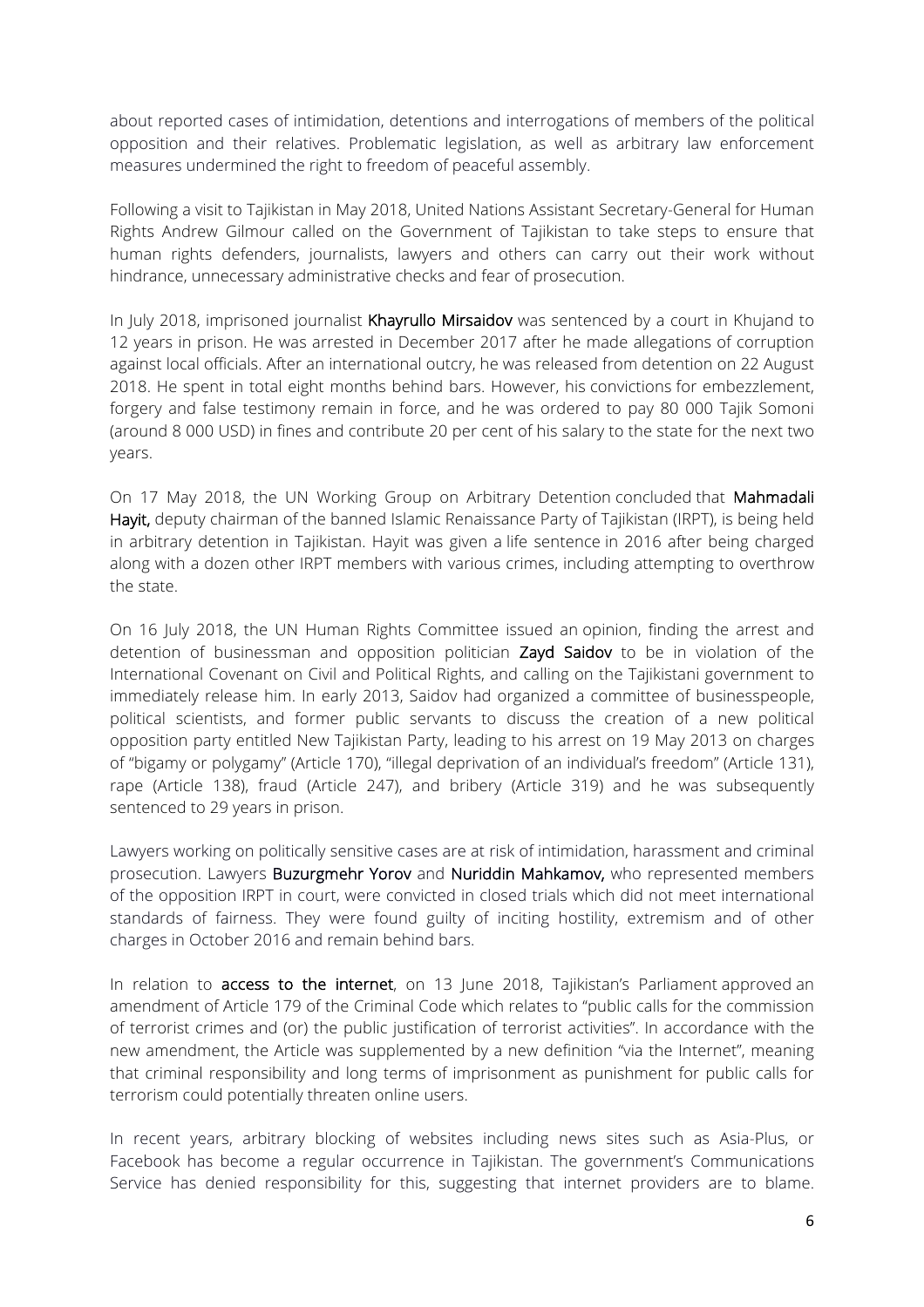about reported cases of intimidation, detentions and interrogations of members of the political opposition and their relatives. Problematic legislation, as well as arbitrary law enforcement measures undermined the right to freedom of peaceful assembly.

Following a visit to Tajikistan in May 2018, United Nations Assistant Secretary-General for Human Rights Andrew Gilmour called on the Government of Tajikistan to take steps to ensure that human rights defenders, journalists, lawyers and others can carry out their work without hindrance, unnecessary administrative checks and fear of prosecution.

In July 2018, imprisoned journalist **Khayrullo Mirsaidov** was sentenced by a court in Khujand to 12 years in prison. He was arrested in December 2017 after he made allegations of corruption against local officials. After an international outcry, he was released from detention on 22 August 2018. He spent in total eight months behind bars. However, his convictions for embezzlement, forgery and false testimony remain in force, and he was ordered to pay 80 000 Tajik Somoni (around 8 000 USD) in fines and contribute 20 per cent of his salary to the state for the next two years.

On 17 May 2018, the UN Working Group on Arbitrary Detention concluded that **Mahmadali Hayit,** deputy chairman of the banned Islamic Renaissance Party of Tajikistan (IRPT), is being held in arbitrary detention in Tajikistan. Hayit was given a life sentence in 2016 after being charged along with a dozen other IRPT members with various crimes, including attempting to overthrow the state.

On 16 July 2018, the UN Human Rights Committee issued an opinion, finding the arrest and detention of businessman and opposition politician **Zayd Saidov** to be in violation of the International Covenant on Civil and Political Rights, and calling on the Tajikistani government to immediately release him. In early 2013, Saidov had organized a committee of businesspeople, political scientists, and former public servants to discuss the creation of a new political opposition party entitled New Tajikistan Party, leading to his arrest on 19 May 2013 on charges of "bigamy or polygamy" (Article 170), "illegal deprivation of an individual's freedom" (Article 131), rape (Article 138), fraud (Article 247), and bribery (Article 319) and he was subsequently sentenced to 29 years in prison.

Lawyers working on politically sensitive cases are at risk of intimidation, harassment and criminal prosecution. Lawyers **Buzurgmehr Yorov** and **Nuriddin Mahkamov,** who represented members of the opposition IRPT in court, were convicted in closed trials which did not meet international standards of fairness. They were found guilty of inciting hostility, extremism and of other charges in October 2016 and remain behind bars.

In relation to **access to the internet**, on 13 June 2018, Tajikistan's Parliament approved an amendment of Article 179 of the Criminal Code which relates to "public calls for the commission of terrorist crimes and (or) the public justification of terrorist activities". In accordance with the new amendment, the Article was supplemented by a new definition "via the Internet", meaning that criminal responsibility and long terms of imprisonment as punishment for public calls for terrorism could potentially threaten online users.

In recent years, arbitrary blocking of websites including news sites such as Asia-Plus, or Facebook has become a regular occurrence in Tajikistan. The government's Communications Service has denied responsibility for this, suggesting that internet providers are to blame.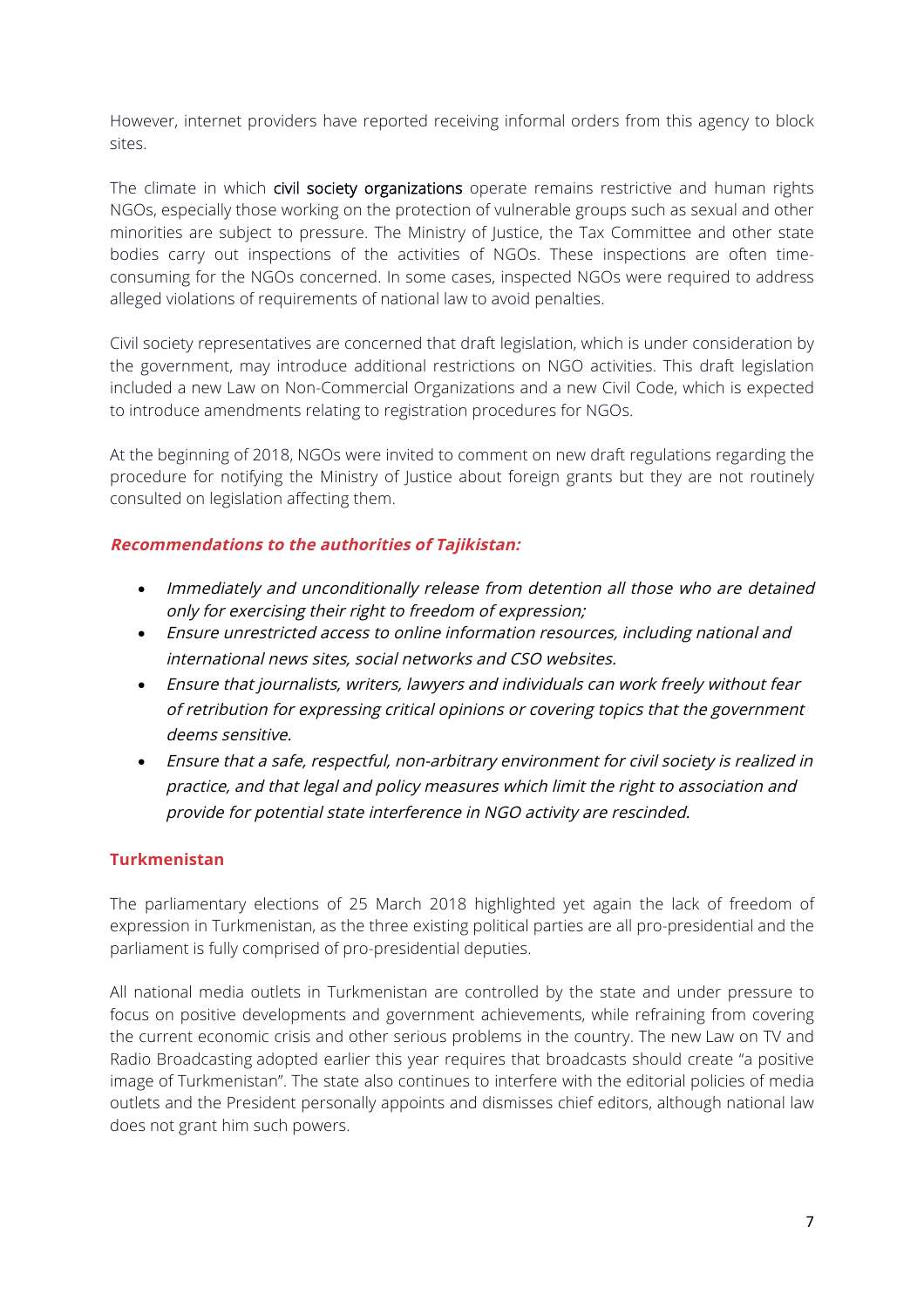However, internet providers have reported receiving informal orders from this agency to block sites.

The climate in which civil society organizations operate remains restrictive and human rights NGOs, especially those working on the protection of vulnerable groups such as sexual and other minorities are subject to pressure. The Ministry of Justice, the Tax Committee and other state bodies carry out inspections of the activities of NGOs. These inspections are often time-consuming for the NGOs concerned. In some cases, inspected NGOs were required to address alleged violations of requirements of national law to avoid penalties.

Civil society representatives are concerned that draft legislation, which is under consideration by the government, may introduce additional restrictions on NGO activities. This draft legislation included a new Law on Non-Commercial Organizations and a new Civil Code, which is expected to introduce amendments relating to registration procedures for NGOs.

At the beginning of 2018, NGOs were invited to comment on new draft regulations regarding the procedure for notifying the Ministry of Justice about foreign grants but they are not routinely consulted on legislation affecting them.

***Recommendations to the authorities of Tajikistan:***

- *Immediately and unconditionally release from detention all those who are detained only for exercising their right to freedom of expression;*
- *Ensure unrestricted access to online information resources, including national and international news sites, social networks and CSO websites.*
- *Ensure that journalists, writers, lawyers and individuals can work freely without fear of retribution for expressing critical opinions or covering topics that the government deems sensitive.*
- *Ensure that a safe, respectful, non-arbitrary environment for civil society is realized in practice, and that legal and policy measures which limit the right to association and provide for potential state interference in NGO activity are rescinded.*

## Turkmenistan

The parliamentary elections of 25 March 2018 highlighted yet again the lack of freedom of expression in Turkmenistan, as the three existing political parties are all pro-presidential and the parliament is fully comprised of pro-presidential deputies.

All national media outlets in Turkmenistan are controlled by the state and under pressure to focus on positive developments and government achievements, while refraining from covering the current economic crisis and other serious problems in the country. The new Law on TV and Radio Broadcasting adopted earlier this year requires that broadcasts should create "a positive image of Turkmenistan". The state also continues to interfere with the editorial policies of media outlets and the President personally appoints and dismisses chief editors, although national law does not grant him such powers.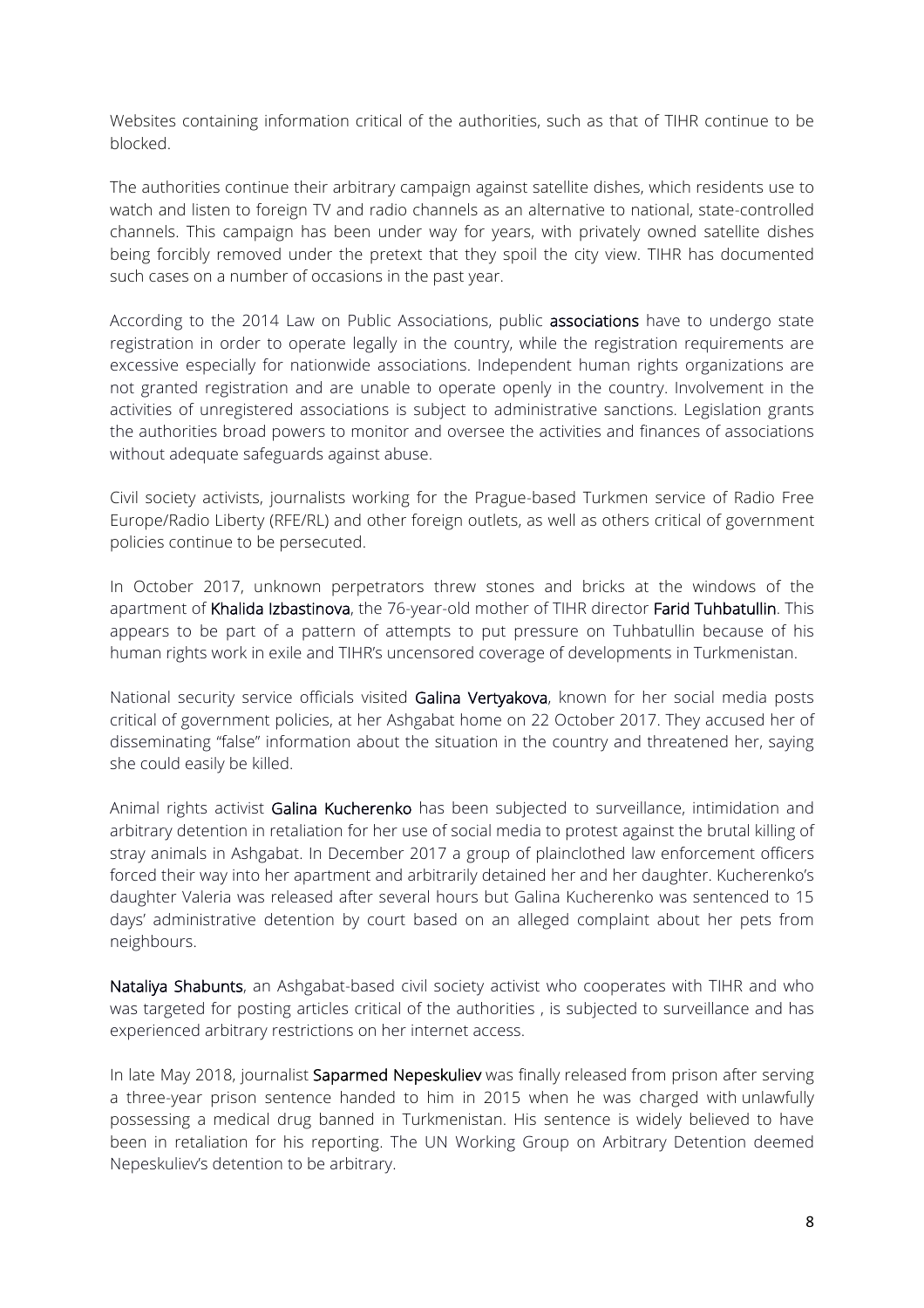Websites containing information critical of the authorities, such as that of TIHR continue to be blocked.

The authorities continue their arbitrary campaign against satellite dishes, which residents use to watch and listen to foreign TV and radio channels as an alternative to national, state-controlled channels. This campaign has been under way for years, with privately owned satellite dishes being forcibly removed under the pretext that they spoil the city view. TIHR has documented such cases on a number of occasions in the past year.

According to the 2014 Law on Public Associations, public **associations** have to undergo state registration in order to operate legally in the country, while the registration requirements are excessive especially for nationwide associations. Independent human rights organizations are not granted registration and are unable to operate openly in the country. Involvement in the activities of unregistered associations is subject to administrative sanctions. Legislation grants the authorities broad powers to monitor and oversee the activities and finances of associations without adequate safeguards against abuse.

Civil society activists, journalists working for the Prague-based Turkmen service of Radio Free Europe/Radio Liberty (RFE/RL) and other foreign outlets, as well as others critical of government policies continue to be persecuted.

In October 2017, unknown perpetrators threw stones and bricks at the windows of the apartment of **Khalida Izbastinova**, the 76-year-old mother of TIHR director **Farid Tuhbatullin**. This appears to be part of a pattern of attempts to put pressure on Tuhbatullin because of his human rights work in exile and TIHR's uncensored coverage of developments in Turkmenistan.

National security service officials visited **Galina Vertyakova**, known for her social media posts critical of government policies, at her Ashgabat home on 22 October 2017. They accused her of disseminating "false" information about the situation in the country and threatened her, saying she could easily be killed.

Animal rights activist **Galina Kucherenko** has been subjected to surveillance, intimidation and arbitrary detention in retaliation for her use of social media to protest against the brutal killing of stray animals in Ashgabat. In December 2017 a group of plainclothed law enforcement officers forced their way into her apartment and arbitrarily detained her and her daughter. Kucherenko's daughter Valeria was released after several hours but Galina Kucherenko was sentenced to 15 days' administrative detention by court based on an alleged complaint about her pets from neighbours.

**Nataliya Shabunts**, an Ashgabat-based civil society activist who cooperates with TIHR and who was targeted for posting articles critical of the authorities , is subjected to surveillance and has experienced arbitrary restrictions on her internet access.

In late May 2018, journalist **Saparmed Nepeskuliev** was finally released from prison after serving a three-year prison sentence handed to him in 2015 when he was charged with unlawfully possessing a medical drug banned in Turkmenistan. His sentence is widely believed to have been in retaliation for his reporting. The UN Working Group on Arbitrary Detention deemed Nepeskuliev's detention to be arbitrary.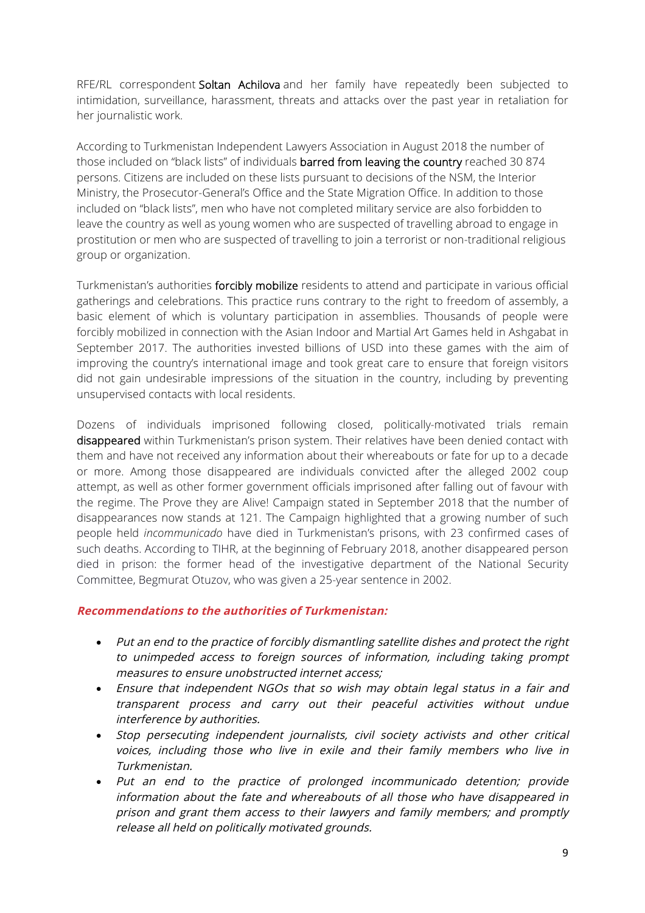RFE/RL correspondent Soltan Achilova and her family have repeatedly been subjected to intimidation, surveillance, harassment, threats and attacks over the past year in retaliation for her journalistic work.

According to Turkmenistan Independent Lawyers Association in August 2018 the number of those included on "black lists" of individuals barred from leaving the country reached 30 874 persons. Citizens are included on these lists pursuant to decisions of the NSM, the Interior Ministry, the Prosecutor-General's Office and the State Migration Office. In addition to those included on "black lists", men who have not completed military service are also forbidden to leave the country as well as young women who are suspected of travelling abroad to engage in prostitution or men who are suspected of travelling to join a terrorist or non-traditional religious group or organization.

Turkmenistan's authorities forcibly mobilize residents to attend and participate in various official gatherings and celebrations. This practice runs contrary to the right to freedom of assembly, a basic element of which is voluntary participation in assemblies. Thousands of people were forcibly mobilized in connection with the Asian Indoor and Martial Art Games held in Ashgabat in September 2017. The authorities invested billions of USD into these games with the aim of improving the country's international image and took great care to ensure that foreign visitors did not gain undesirable impressions of the situation in the country, including by preventing unsupervised contacts with local residents.

Dozens of individuals imprisoned following closed, politically-motivated trials remain disappeared within Turkmenistan's prison system. Their relatives have been denied contact with them and have not received any information about their whereabouts or fate for up to a decade or more. Among those disappeared are individuals convicted after the alleged 2002 coup attempt, as well as other former government officials imprisoned after falling out of favour with the regime. The Prove they are Alive! Campaign stated in September 2018 that the number of disappearances now stands at 121. The Campaign highlighted that a growing number of such people held *incommunicado* have died in Turkmenistan's prisons, with 23 confirmed cases of such deaths. According to TIHR, at the beginning of February 2018, another disappeared person died in prison: the former head of the investigative department of the National Security Committee, Begmurat Otuzov, who was given a 25-year sentence in 2002.

**_Recommendations to the authorities of Turkmenistan:_**

- *Put an end to the practice of forcibly dismantling satellite dishes and protect the right to unimpeded access to foreign sources of information, including taking prompt measures to ensure unobstructed internet access;*
- *Ensure that independent NGOs that so wish may obtain legal status in a fair and transparent process and carry out their peaceful activities without undue interference by authorities.*
- *Stop persecuting independent journalists, civil society activists and other critical voices, including those who live in exile and their family members who live in Turkmenistan.*
- *Put an end to the practice of prolonged incommunicado detention; provide information about the fate and whereabouts of all those who have disappeared in prison and grant them access to their lawyers and family members; and promptly release all held on politically motivated grounds.*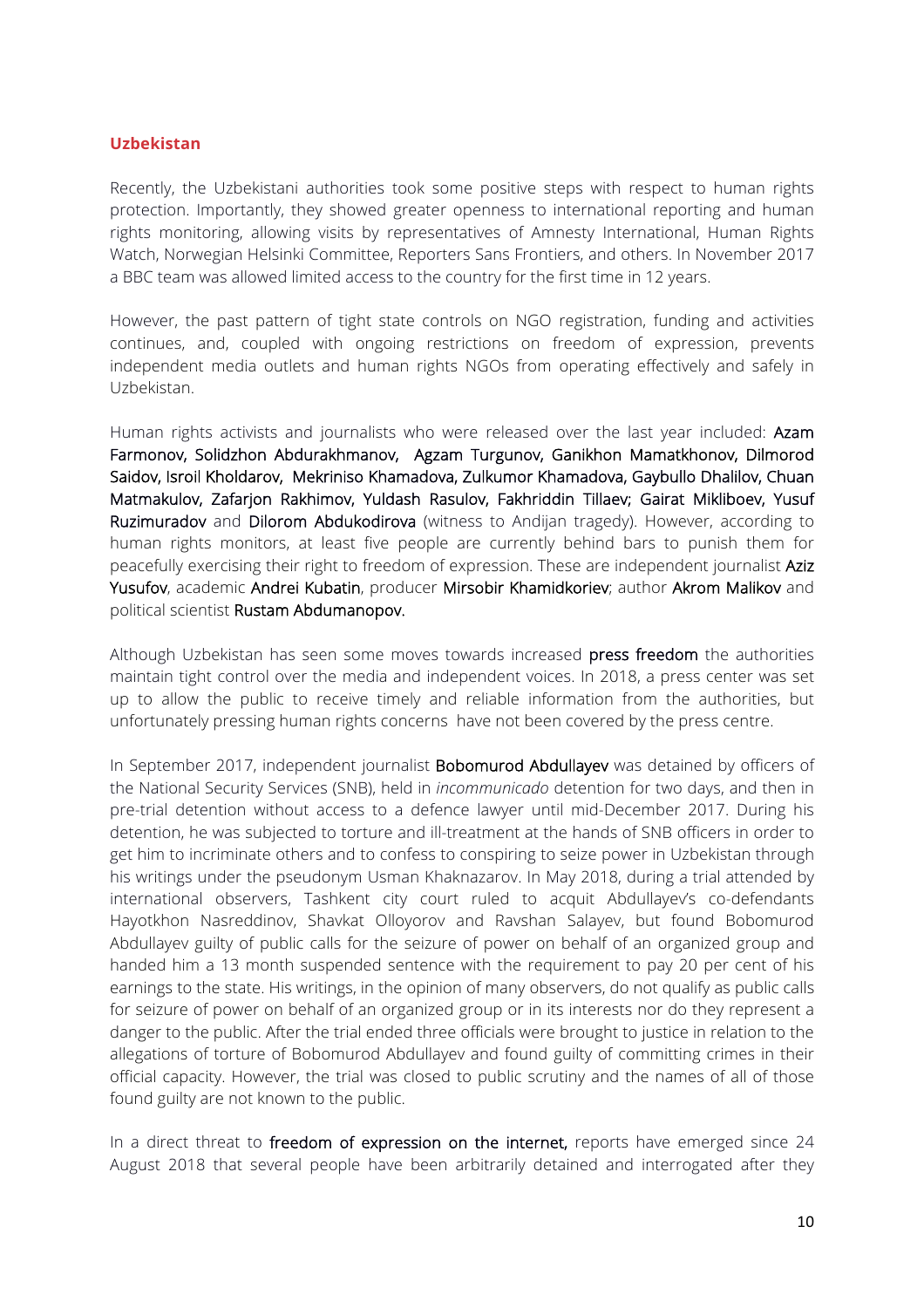## Uzbekistan

Recently, the Uzbekistani authorities took some positive steps with respect to human rights protection. Importantly, they showed greater openness to international reporting and human rights monitoring, allowing visits by representatives of Amnesty International, Human Rights Watch, Norwegian Helsinki Committee, Reporters Sans Frontiers, and others. In November 2017 a BBC team was allowed limited access to the country for the first time in 12 years.

However, the past pattern of tight state controls on NGO registration, funding and activities continues, and, coupled with ongoing restrictions on freedom of expression, prevents independent media outlets and human rights NGOs from operating effectively and safely in Uzbekistan.

Human rights activists and journalists who were released over the last year included: Azam Farmonov, Solidzhon Abdurakhmanov, Agzam Turgunov, Ganikhon Mamatkhonov, Dilmorod Saidov, Isroil Kholdarov, Mekriniso Khamadova, Zulkumor Khamadova, Gaybullo Dhalilov, Chuan Matmakulov, Zafarjon Rakhimov, Yuldash Rasulov, Fakhriddin Tillaev; Gairat Mikliboev, Yusuf Ruzimuradov and Dilorom Abdukodirova (witness to Andijan tragedy). However, according to human rights monitors, at least five people are currently behind bars to punish them for peacefully exercising their right to freedom of expression. These are independent journalist Aziz Yusufov, academic Andrei Kubatin, producer Mirsobir Khamidkoriev; author Akrom Malikov and political scientist Rustam Abdumanopov.

Although Uzbekistan has seen some moves towards increased press freedom the authorities maintain tight control over the media and independent voices. In 2018, a press center was set up to allow the public to receive timely and reliable information from the authorities, but unfortunately pressing human rights concerns have not been covered by the press centre.

In September 2017, independent journalist Bobomurod Abdullayev was detained by officers of the National Security Services (SNB), held in *incommunicado* detention for two days, and then in pre-trial detention without access to a defence lawyer until mid-December 2017. During his detention, he was subjected to torture and ill-treatment at the hands of SNB officers in order to get him to incriminate others and to confess to conspiring to seize power in Uzbekistan through his writings under the pseudonym Usman Khaknazarov. In May 2018, during a trial attended by international observers, Tashkent city court ruled to acquit Abdullayev's co-defendants Hayotkhon Nasreddinov, Shavkat Olloyorov and Ravshan Salayev, but found Bobomurod Abdullayev guilty of public calls for the seizure of power on behalf of an organized group and handed him a 13 month suspended sentence with the requirement to pay 20 per cent of his earnings to the state. His writings, in the opinion of many observers, do not qualify as public calls for seizure of power on behalf of an organized group or in its interests nor do they represent a danger to the public. After the trial ended three officials were brought to justice in relation to the allegations of torture of Bobomurod Abdullayev and found guilty of committing crimes in their official capacity. However, the trial was closed to public scrutiny and the names of all of those found guilty are not known to the public.

In a direct threat to freedom of expression on the internet, reports have emerged since 24 August 2018 that several people have been arbitrarily detained and interrogated after they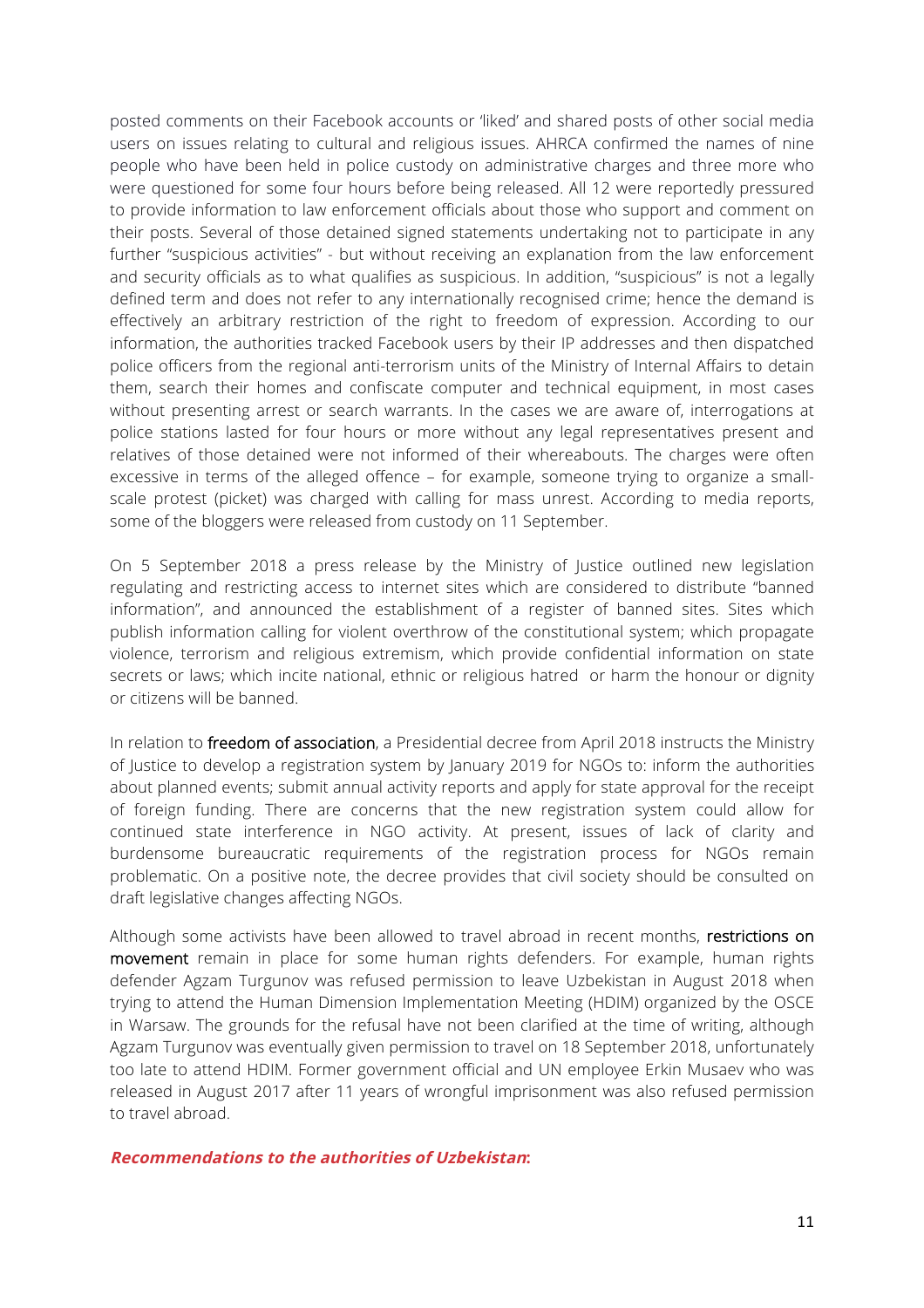posted comments on their Facebook accounts or 'liked' and shared posts of other social media users on issues relating to cultural and religious issues. AHRCA confirmed the names of nine people who have been held in police custody on administrative charges and three more who were questioned for some four hours before being released. All 12 were reportedly pressured to provide information to law enforcement officials about those who support and comment on their posts. Several of those detained signed statements undertaking not to participate in any further "suspicious activities" - but without receiving an explanation from the law enforcement and security officials as to what qualifies as suspicious. In addition, "suspicious" is not a legally defined term and does not refer to any internationally recognised crime; hence the demand is effectively an arbitrary restriction of the right to freedom of expression. According to our information, the authorities tracked Facebook users by their IP addresses and then dispatched police officers from the regional anti-terrorism units of the Ministry of Internal Affairs to detain them, search their homes and confiscate computer and technical equipment, in most cases without presenting arrest or search warrants. In the cases we are aware of, interrogations at police stations lasted for four hours or more without any legal representatives present and relatives of those detained were not informed of their whereabouts. The charges were often excessive in terms of the alleged offence – for example, someone trying to organize a small-scale protest (picket) was charged with calling for mass unrest. According to media reports, some of the bloggers were released from custody on 11 September.

On 5 September 2018 a press release by the Ministry of Justice outlined new legislation regulating and restricting access to internet sites which are considered to distribute "banned information", and announced the establishment of a register of banned sites. Sites which publish information calling for violent overthrow of the constitutional system; which propagate violence, terrorism and religious extremism, which provide confidential information on state secrets or laws; which incite national, ethnic or religious hatred or harm the honour or dignity or citizens will be banned.

In relation to **freedom of association**, a Presidential decree from April 2018 instructs the Ministry of Justice to develop a registration system by January 2019 for NGOs to: inform the authorities about planned events; submit annual activity reports and apply for state approval for the receipt of foreign funding. There are concerns that the new registration system could allow for continued state interference in NGO activity. At present, issues of lack of clarity and burdensome bureaucratic requirements of the registration process for NGOs remain problematic. On a positive note, the decree provides that civil society should be consulted on draft legislative changes affecting NGOs.

Although some activists have been allowed to travel abroad in recent months, **restrictions on movement** remain in place for some human rights defenders. For example, human rights defender Agzam Turgunov was refused permission to leave Uzbekistan in August 2018 when trying to attend the Human Dimension Implementation Meeting (HDIM) organized by the OSCE in Warsaw. The grounds for the refusal have not been clarified at the time of writing, although Agzam Turgunov was eventually given permission to travel on 18 September 2018, unfortunately too late to attend HDIM. Former government official and UN employee Erkin Musaev who was released in August 2017 after 11 years of wrongful imprisonment was also refused permission to travel abroad.

***Recommendations to the authorities of Uzbekistan*:**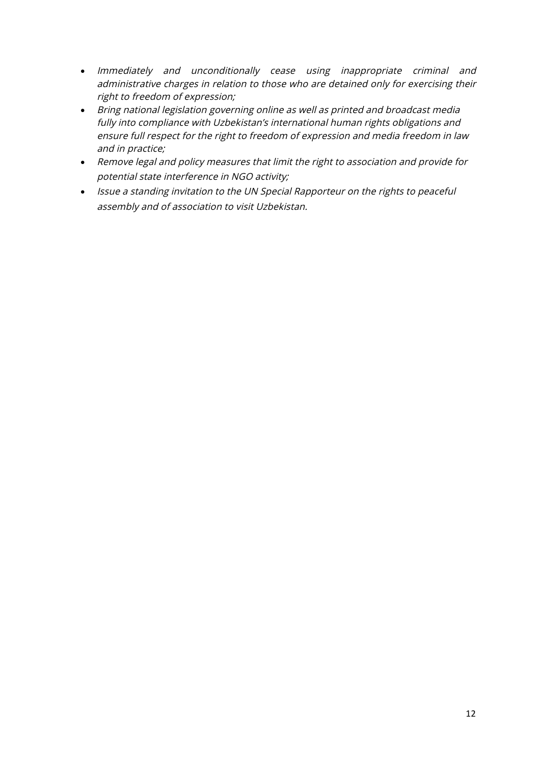- *Immediately and unconditionally cease using inappropriate criminal and administrative charges in relation to those who are detained only for exercising their right to freedom of expression;*
- *Bring national legislation governing online as well as printed and broadcast media fully into compliance with Uzbekistan's international human rights obligations and ensure full respect for the right to freedom of expression and media freedom in law and in practice;*
- *Remove legal and policy measures that limit the right to association and provide for potential state interference in NGO activity;*
- *Issue a standing invitation to the UN Special Rapporteur on the rights to peaceful assembly and of association to visit Uzbekistan.*